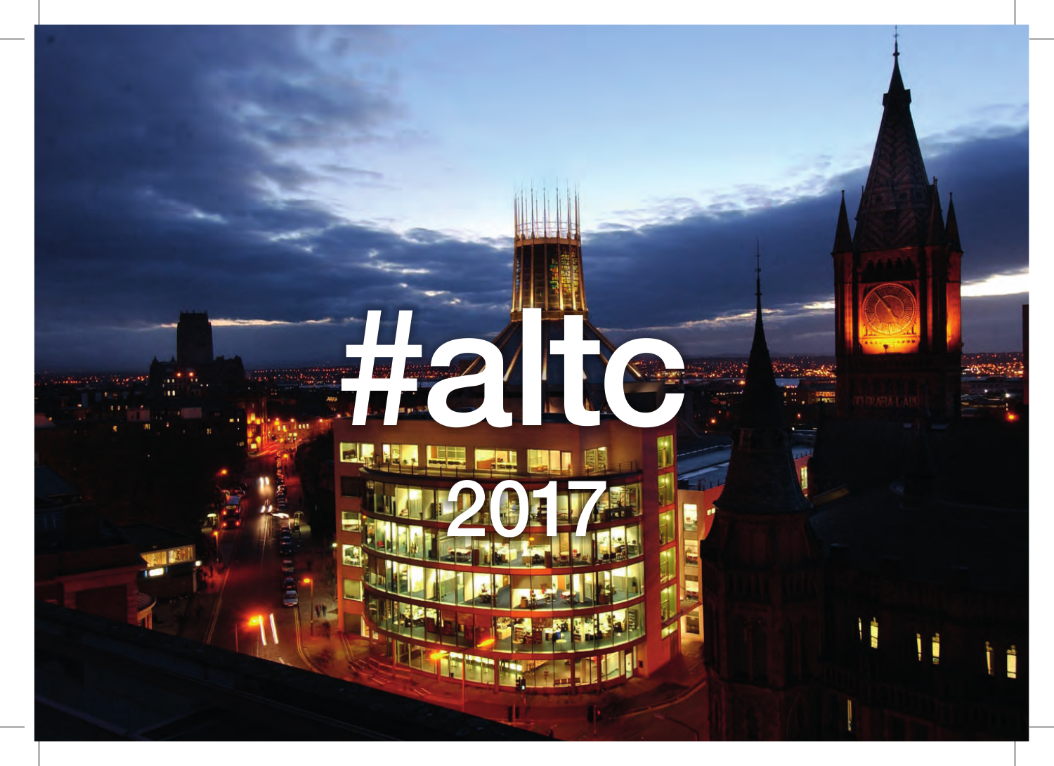# #altc

## 2017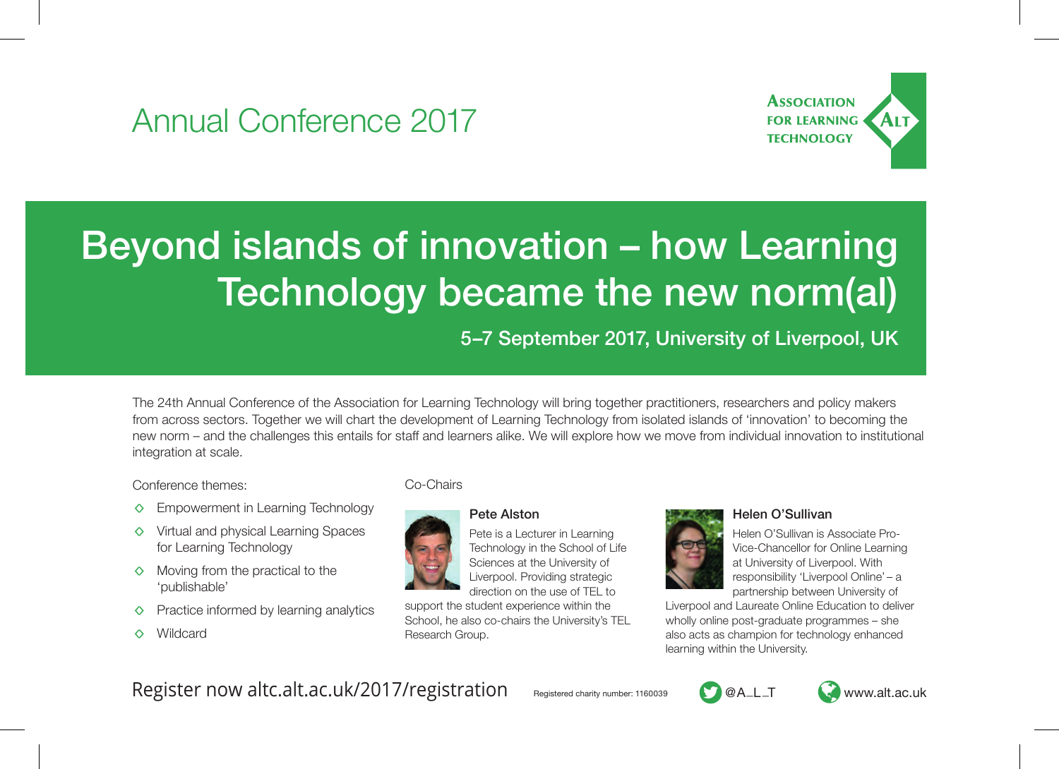# Annual Conference 2017

**Association for Learning Technology**

# Beyond islands of innovation – how Learning Technology became the new norm(al)

## 5–7 September 2017, University of Liverpool, UK

The 24th Annual Conference of the Association for Learning Technology will bring together practitioners, researchers and policy makers from across sectors. Together we will chart the development of Learning Technology from isolated islands of 'innovation' to becoming the new norm – and the challenges this entails for staff and learners alike. We will explore how we move from individual innovation to institutional integration at scale.

Conference themes:

- Empowerment in Learning Technology
- Virtual and physical Learning Spaces for Learning Technology
- Moving from the practical to the 'publishable'
- Practice informed by learning analytics
- Wildcard

Co-Chairs

**Pete Alston**

Pete is a Lecturer in Learning Technology in the School of Life Sciences at the University of Liverpool. Providing strategic direction on the use of TEL to support the student experience within the School, he also co-chairs the University's TEL Research Group.

**Helen O'Sullivan**

Helen O'Sullivan is Associate Pro-Vice-Chancellor for Online Learning at University of Liverpool. With responsibility 'Liverpool Online' – a partnership between University of Liverpool and Laureate Online Education to deliver wholly online post-graduate programmes – she also acts as champion for technology enhanced learning within the University.

Register now altc.alt.ac.uk/2017/registration

Registered charity number: 1160039

@A_L_T

www.alt.ac.uk